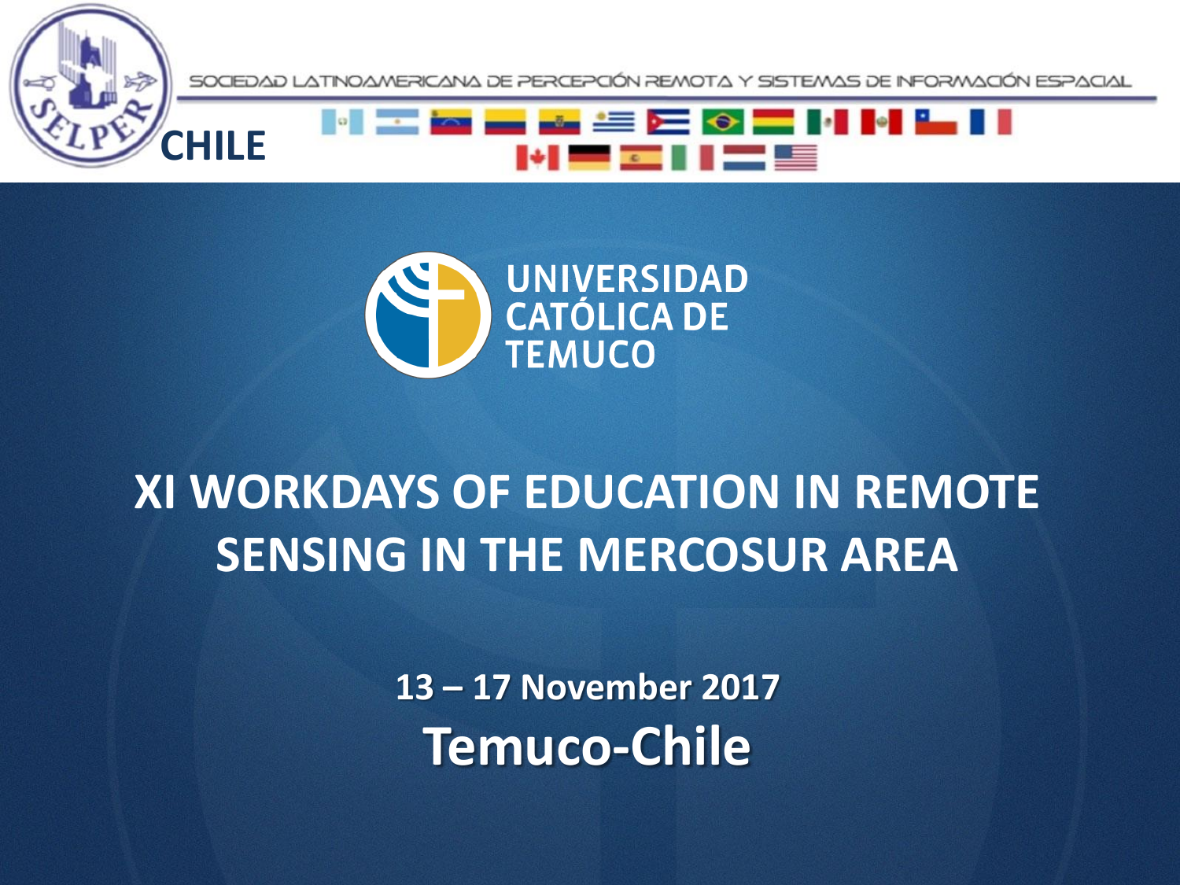SOCIEDAD LATINOAMERICANA DE PERCEPCIÓN REMOTA Y SISTEMAS DE INFORMACIÓN ESPACIAL

SELPER CHILE

UNIVERSIDAD CATÓLICA DE TEMUCO

# XI WORKDAYS OF EDUCATION IN REMOTE SENSING IN THE MERCOSUR AREA

**13 – 17 November 2017**

**Temuco-Chile**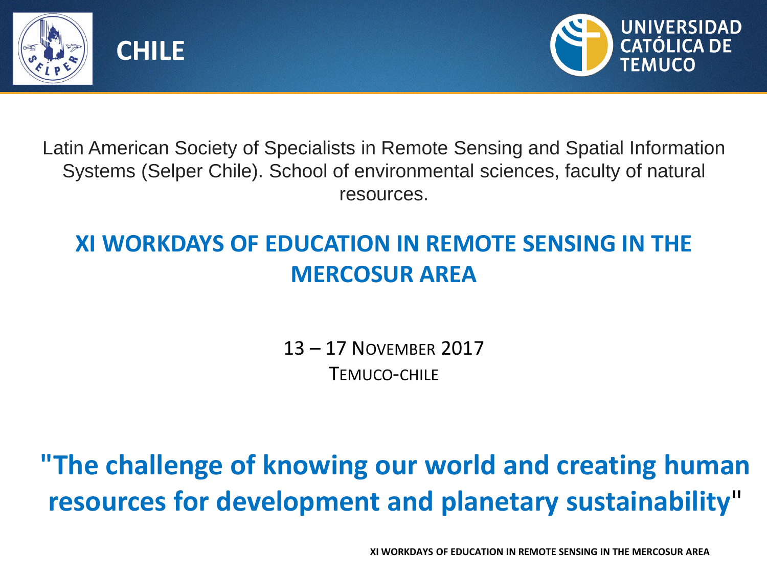CHILE

UNIVERSIDAD CATÓLICA DE TEMUCO

Latin American Society of Specialists in Remote Sensing and Spatial Information Systems (Selper Chile). School of environmental sciences, faculty of natural resources.

## XI WORKDAYS OF EDUCATION IN REMOTE SENSING IN THE MERCOSUR AREA

13 – 17 November 2017
Temuco-Chile

## "The challenge of knowing our world and creating human resources for development and planetary sustainability"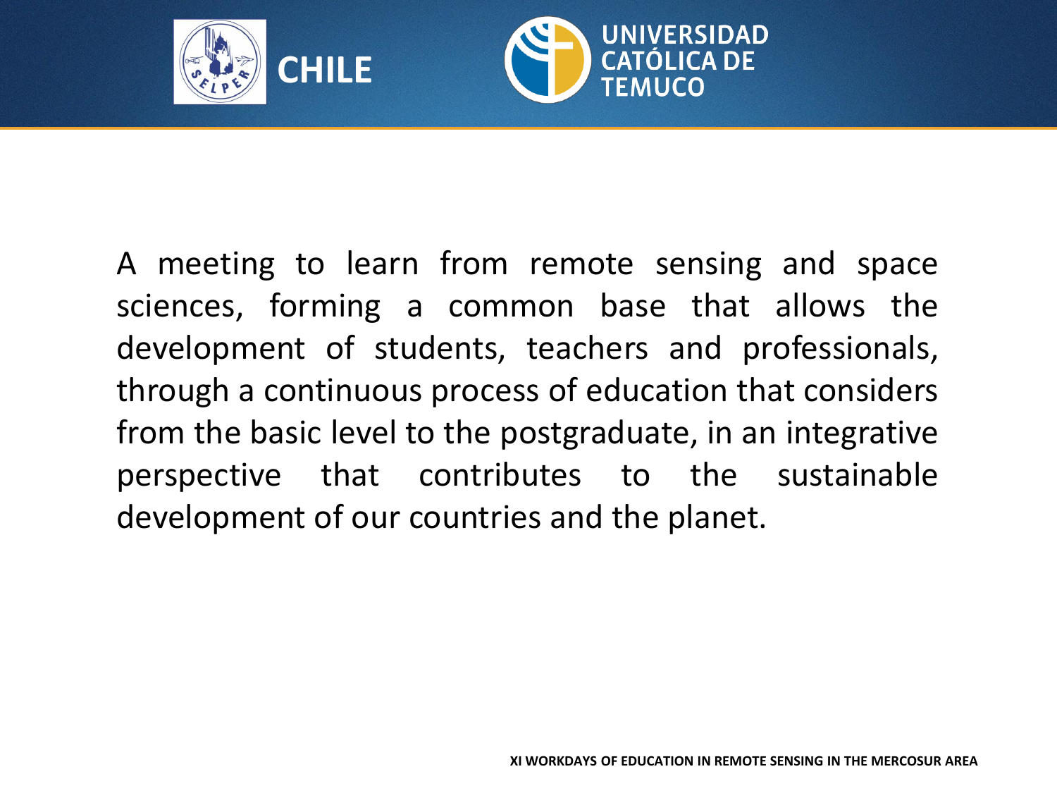A meeting to learn from remote sensing and space sciences, forming a common base that allows the development of students, teachers and professionals, through a continuous process of education that considers from the basic level to the postgraduate, in an integrative perspective that contributes to the sustainable development of our countries and the planet.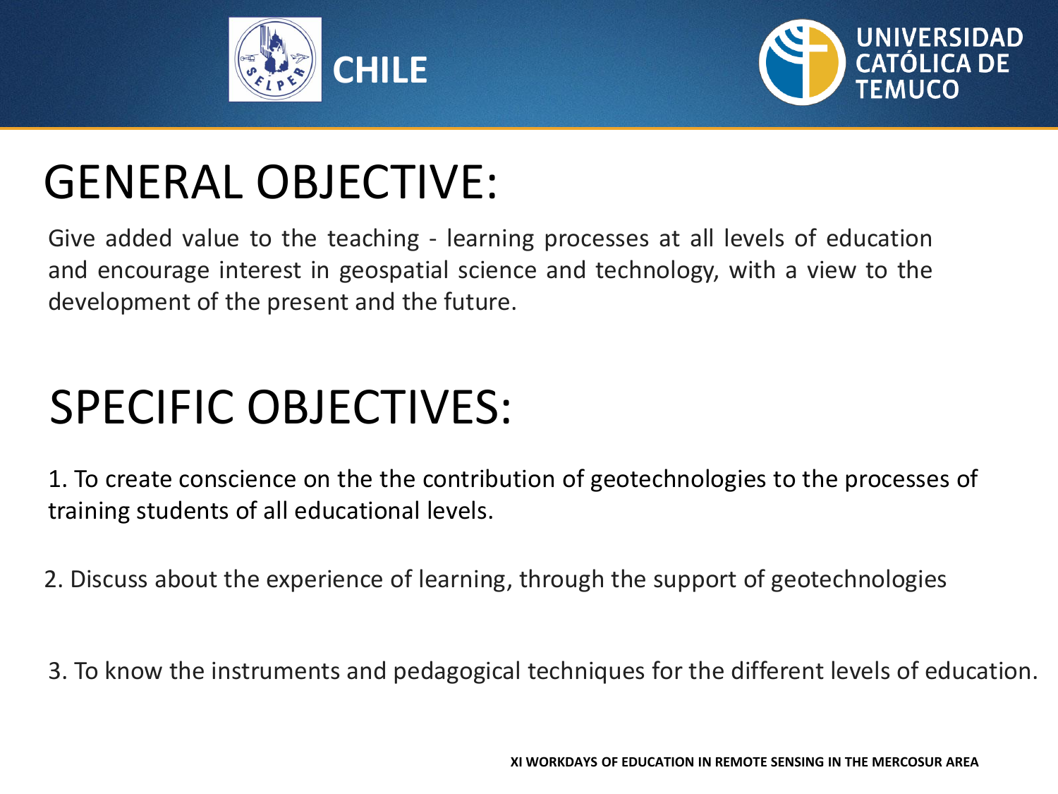# GENERAL OBJECTIVE:

Give added value to the teaching - learning processes at all levels of education and encourage interest in geospatial science and technology, with a view to the development of the present and the future.

# SPECIFIC OBJECTIVES:

1. To create conscience on the the contribution of geotechnologies to the processes of training students of all educational levels.

2. Discuss about the experience of learning, through the support of geotechnologies

3. To know the instruments and pedagogical techniques for the different levels of education.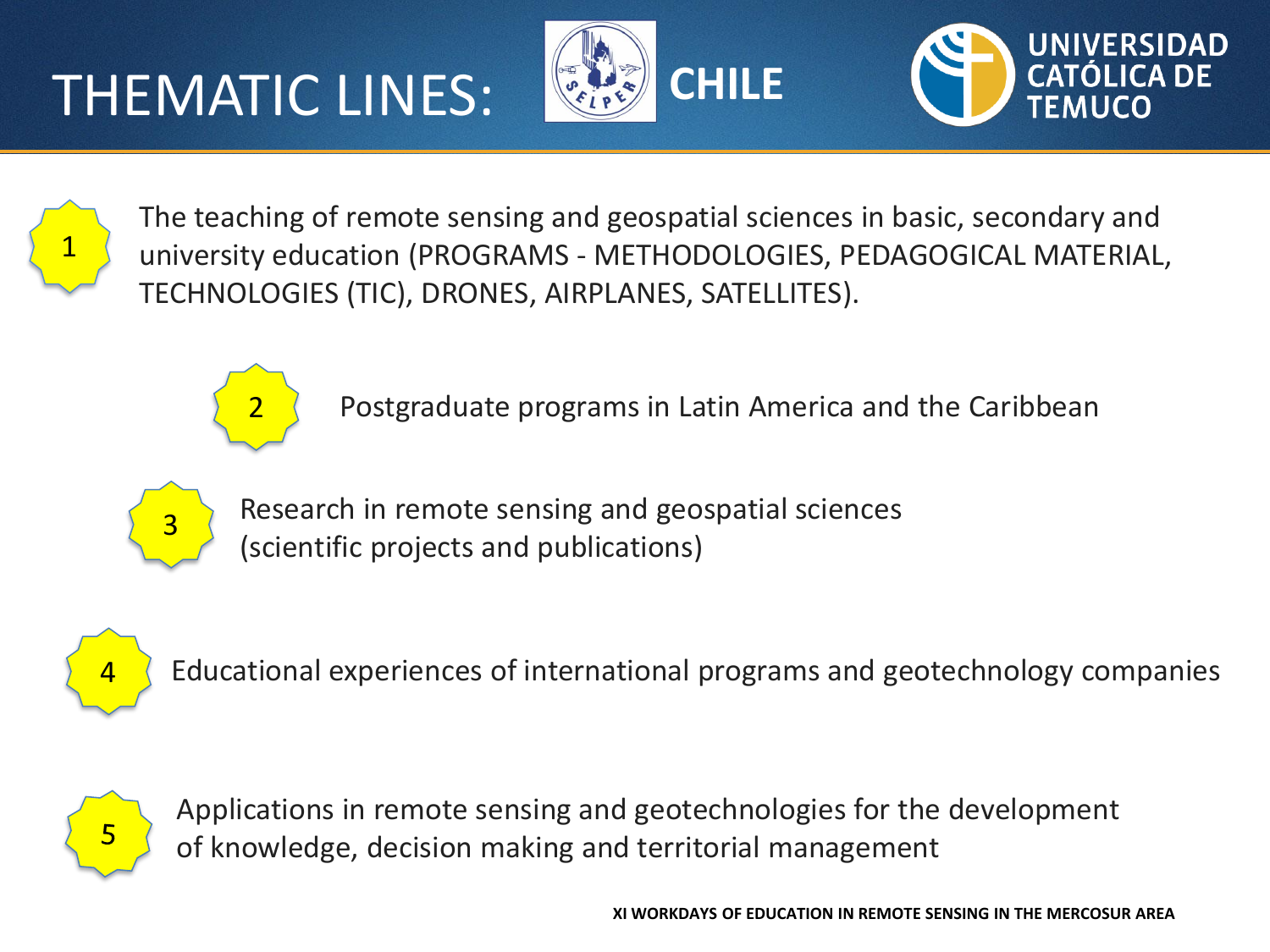# THEMATIC LINES:

CHILE

UNIVERSIDAD CATÓLICA DE TEMUCO

1. The teaching of remote sensing and geospatial sciences in basic, secondary and university education (PROGRAMS - METHODOLOGIES, PEDAGOGICAL MATERIAL, TECHNOLOGIES (TIC), DRONES, AIRPLANES, SATELLITES).
2. Postgraduate programs in Latin America and the Caribbean
3. Research in remote sensing and geospatial sciences (scientific projects and publications)
4. Educational experiences of international programs and geotechnology companies
5. Applications in remote sensing and geotechnologies for the development of knowledge, decision making and territorial management

**XI WORKDAYS OF EDUCATION IN REMOTE SENSING IN THE MERCOSUR AREA**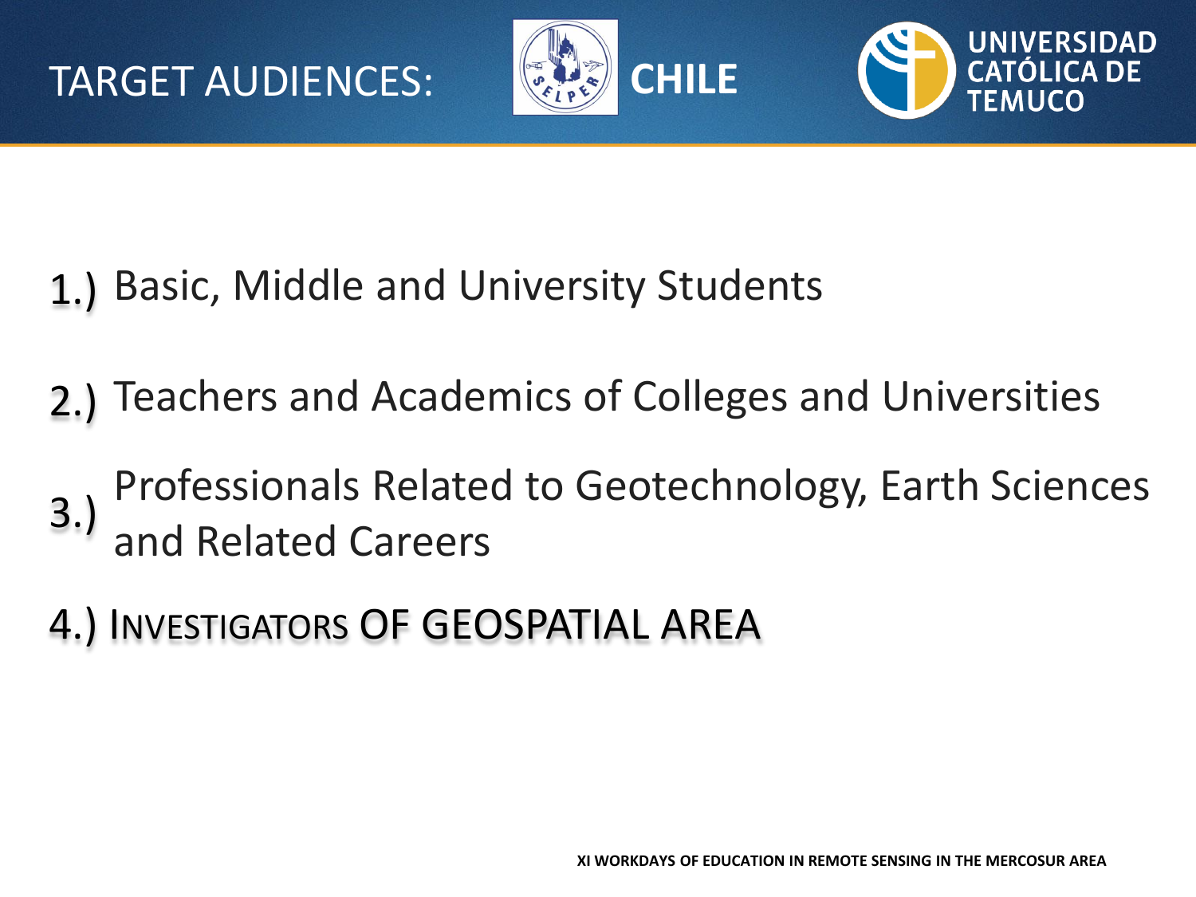# TARGET AUDIENCES:

CHILE

UNIVERSIDAD CATÓLICA DE TEMUCO

1.) Basic, Middle and University Students

2.) Teachers and Academics of Colleges and Universities

3.) Professionals Related to Geotechnology, Earth Sciences and Related Careers

4.) INVESTIGATORS OF GEOSPATIAL AREA

XI WORKDAYS OF EDUCATION IN REMOTE SENSING IN THE MERCOSUR AREA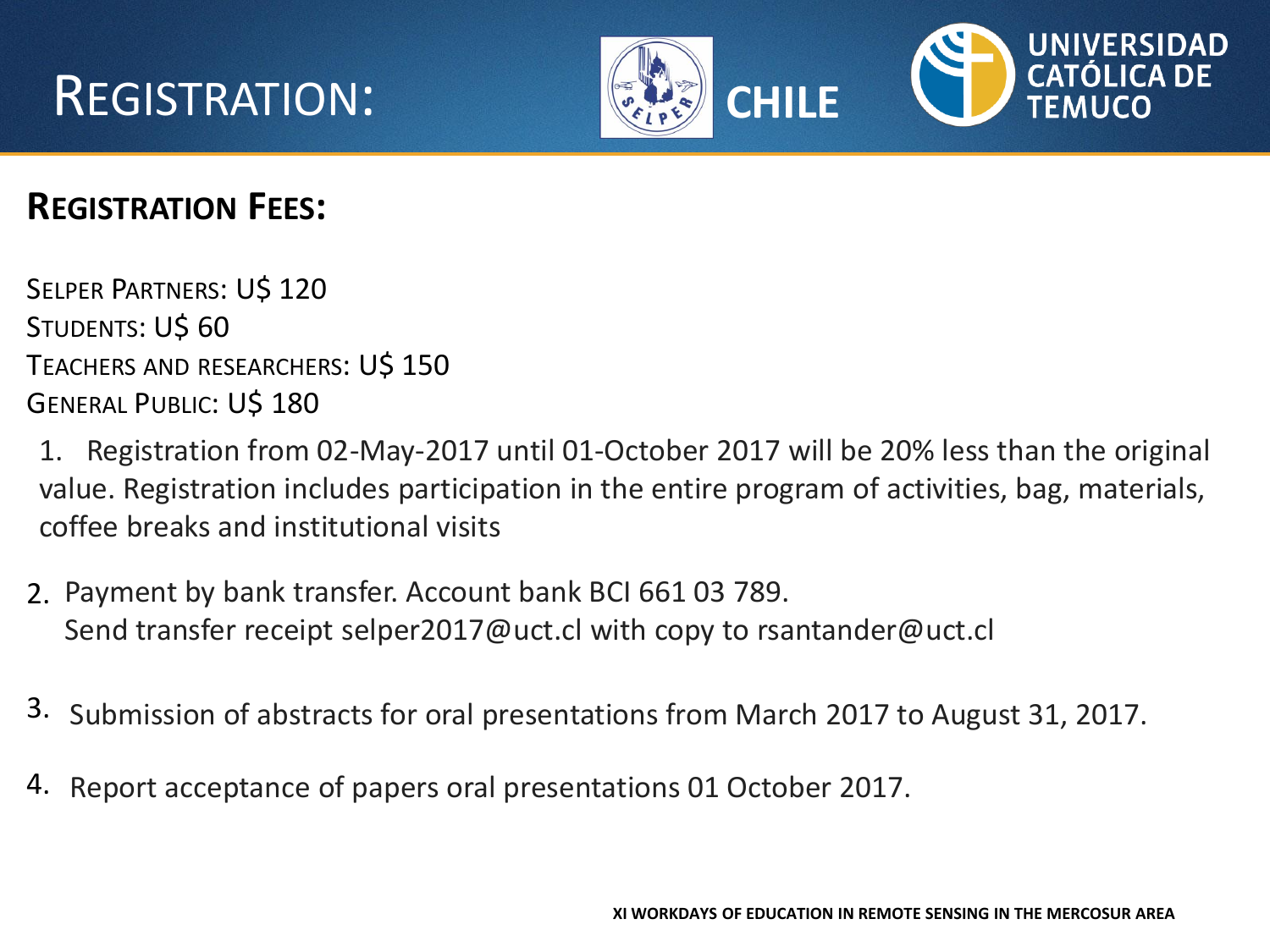# Registration:

CHILE

UNIVERSIDAD CATÓLICA DE TEMUCO

## Registration Fees:

Selper Partners: U$ 120
Students: U$ 60
Teachers and researchers: U$ 150
General Public: U$ 180

1. Registration from 02-May-2017 until 01-October 2017 will be 20% less than the original value. Registration includes participation in the entire program of activities, bag, materials, coffee breaks and institutional visits

2. Payment by bank transfer. Account bank BCI 661 03 789.
   Send transfer receipt selper2017@uct.cl with copy to rsantander@uct.cl

3. Submission of abstracts for oral presentations from March 2017 to August 31, 2017.

4. Report acceptance of papers oral presentations 01 October 2017.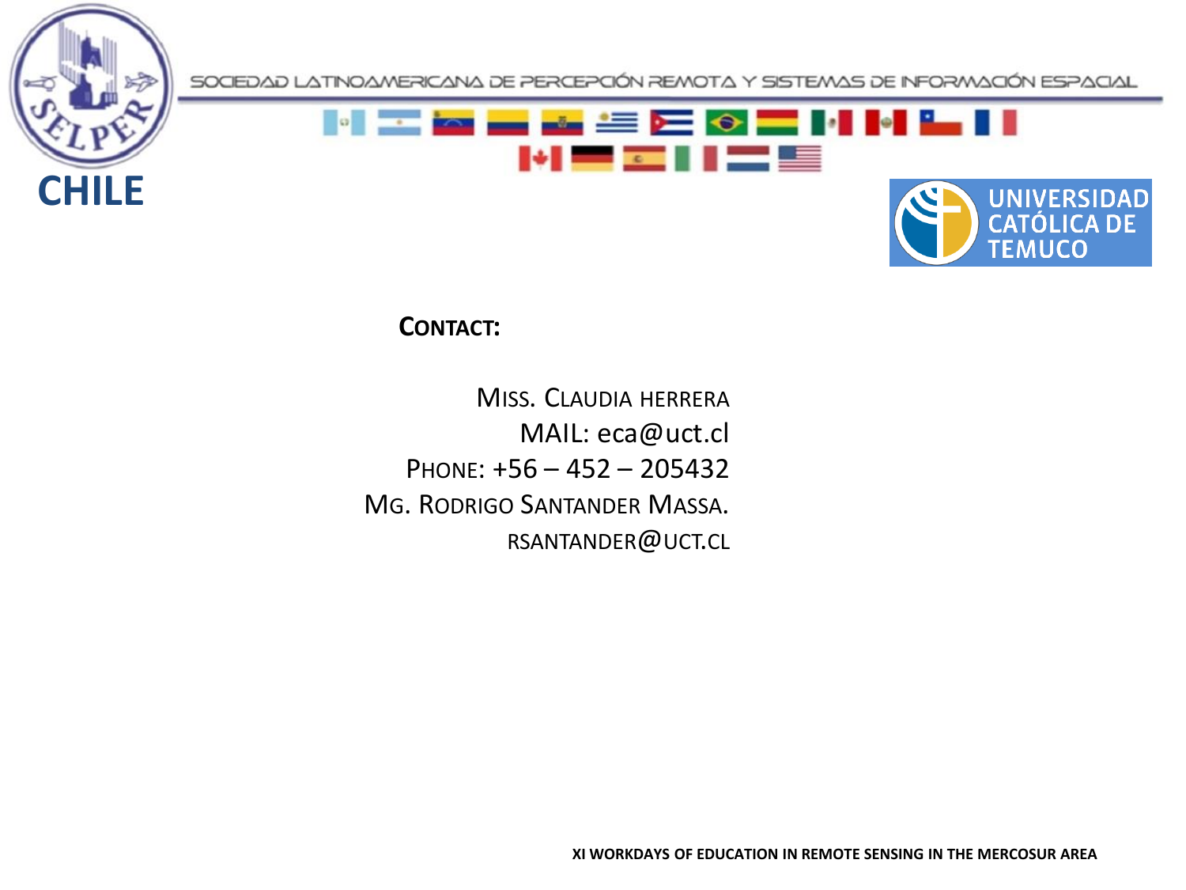SOCIEDAD LATINOAMERICANA DE PERCEPCIÓN REMOTA Y SISTEMAS DE INFORMACIÓN ESPACIAL

CHILE

UNIVERSIDAD CATÓLICA DE TEMUCO

**CONTACT:**

MISS. CLAUDIA HERRERA
MAIL: eca@uct.cl
PHONE: +56 – 452 – 205432
MG. RODRIGO SANTANDER MASSA.
RSANTANDER@UCT.CL